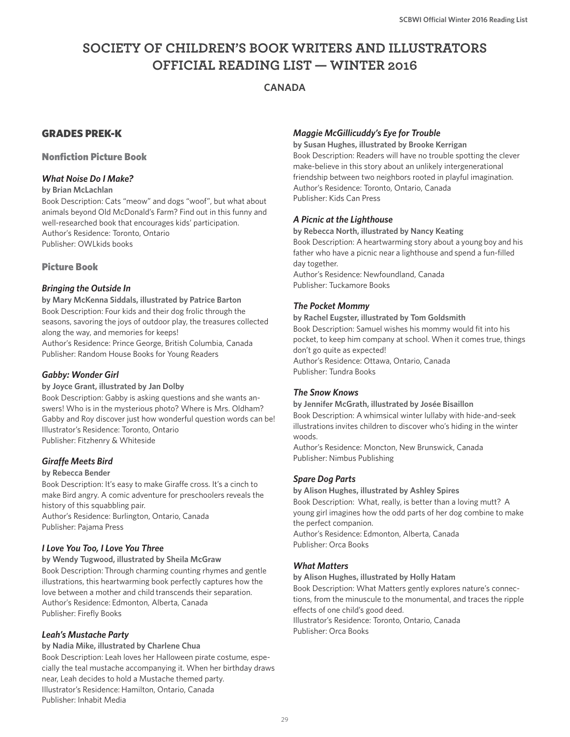// Page 1 of 4 — 64031ef58fae

# SOCIETY OF CHILDREN'S BOOK WRITERS AND ILLUSTRATORS OFFICIAL READING LIST — WINTER 2016

## CANADA

## GRADES PREK-K

### Nonfiction Picture Book

#### *What Noise Do I Make?*

**by Brian McLachlan**

Book Description: Cats "meow" and dogs "woof", but what about animals beyond Old McDonald's Farm? Find out in this funny and well-researched book that encourages kids' participation.
Author's Residence: Toronto, Ontario
Publisher: OWLkids books

### Picture Book

#### *Bringing the Outside In*

**by Mary McKenna Siddals, illustrated by Patrice Barton**

Book Description: Four kids and their dog frolic through the seasons, savoring the joys of outdoor play, the treasures collected along the way, and memories for keeps!
Author's Residence: Prince George, British Columbia, Canada
Publisher: Random House Books for Young Readers

#### *Gabby: Wonder Girl*

**by Joyce Grant, illustrated by Jan Dolby**

Book Description: Gabby is asking questions and she wants answers! Who is in the mysterious photo? Where is Mrs. Oldham? Gabby and Roy discover just how wonderful question words can be!
Illustrator's Residence: Toronto, Ontario
Publisher: Fitzhenry & Whiteside

#### *Giraffe Meets Bird*

**by Rebecca Bender**

Book Description: It's easy to make Giraffe cross. It's a cinch to make Bird angry. A comic adventure for preschoolers reveals the history of this squabbling pair.
Author's Residence: Burlington, Ontario, Canada
Publisher: Pajama Press

#### *I Love You Too, I Love You Three*

**by Wendy Tugwood, illustrated by Sheila McGraw**

Book Description: Through charming counting rhymes and gentle illustrations, this heartwarming book perfectly captures how the love between a mother and child transcends their separation.
Author's Residence: Edmonton, Alberta, Canada
Publisher: Firefly Books

#### *Leah's Mustache Party*

**by Nadia Mike, illustrated by Charlene Chua**

Book Description: Leah loves her Halloween pirate costume, especially the teal mustache accompanying it. When her birthday draws near, Leah decides to hold a Mustache themed party.
Illustrator's Residence: Hamilton, Ontario, Canada
Publisher: Inhabit Media

#### *Maggie McGillicuddy's Eye for Trouble*

**by Susan Hughes, illustrated by Brooke Kerrigan**

Book Description: Readers will have no trouble spotting the clever make-believe in this story about an unlikely intergenerational friendship between two neighbors rooted in playful imagination.
Author's Residence: Toronto, Ontario, Canada
Publisher: Kids Can Press

#### *A Picnic at the Lighthouse*

**by Rebecca North, illustrated by Nancy Keating**

Book Description: A heartwarming story about a young boy and his father who have a picnic near a lighthouse and spend a fun-filled day together.
Author's Residence: Newfoundland, Canada
Publisher: Tuckamore Books

#### *The Pocket Mommy*

**by Rachel Eugster, illustrated by Tom Goldsmith**

Book Description: Samuel wishes his mommy would fit into his pocket, to keep him company at school. When it comes true, things don't go quite as expected!
Author's Residence: Ottawa, Ontario, Canada
Publisher: Tundra Books

#### *The Snow Knows*

**by Jennifer McGrath, illustrated by Josée Bisaillon**

Book Description: A whimsical winter lullaby with hide-and-seek illustrations invites children to discover who's hiding in the winter woods.
Author's Residence: Moncton, New Brunswick, Canada
Publisher: Nimbus Publishing

#### *Spare Dog Parts*

**by Alison Hughes, illustrated by Ashley Spires**

Book Description: What, really, is better than a loving mutt? A young girl imagines how the odd parts of her dog combine to make the perfect companion.
Author's Residence: Edmonton, Alberta, Canada
Publisher: Orca Books

#### *What Matters*

**by Alison Hughes, illustrated by Holly Hatam**

Book Description: What Matters gently explores nature's connections, from the minuscule to the monumental, and traces the ripple effects of one child's good deed.
Illustrator's Residence: Toronto, Ontario, Canada
Publisher: Orca Books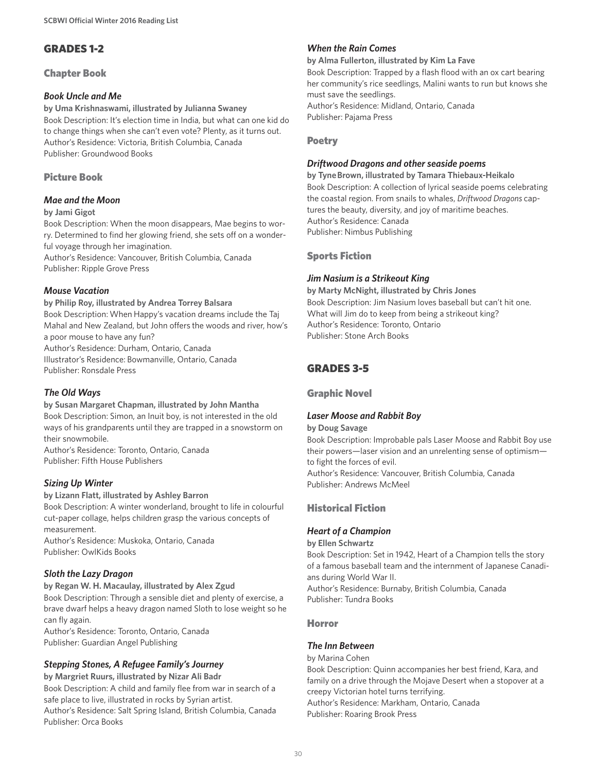## GRADES 1-2

### Chapter Book

#### *Book Uncle and Me*

**by Uma Krishnaswami, illustrated by Julianna Swaney**
Book Description: It's election time in India, but what can one kid do to change things when she can't even vote? Plenty, as it turns out.
Author's Residence: Victoria, British Columbia, Canada
Publisher: Groundwood Books

### Picture Book

#### *Mae and the Moon*

**by Jami Gigot**
Book Description: When the moon disappears, Mae begins to worry. Determined to find her glowing friend, she sets off on a wonderful voyage through her imagination.
Author's Residence: Vancouver, British Columbia, Canada
Publisher: Ripple Grove Press

#### *Mouse Vacation*

**by Philip Roy, illustrated by Andrea Torrey Balsara**
Book Description: When Happy's vacation dreams include the Taj Mahal and New Zealand, but John offers the woods and river, how's a poor mouse to have any fun?
Author's Residence: Durham, Ontario, Canada
Illustrator's Residence: Bowmanville, Ontario, Canada
Publisher: Ronsdale Press

#### *The Old Ways*

**by Susan Margaret Chapman, illustrated by John Mantha**
Book Description: Simon, an Inuit boy, is not interested in the old ways of his grandparents until they are trapped in a snowstorm on their snowmobile.
Author's Residence: Toronto, Ontario, Canada
Publisher: Fifth House Publishers

#### *Sizing Up Winter*

**by Lizann Flatt, illustrated by Ashley Barron**
Book Description: A winter wonderland, brought to life in colourful cut-paper collage, helps children grasp the various concepts of measurement.
Author's Residence: Muskoka, Ontario, Canada
Publisher: OwlKids Books

#### *Sloth the Lazy Dragon*

**by Regan W. H. Macaulay, illustrated by Alex Zgud**
Book Description: Through a sensible diet and plenty of exercise, a brave dwarf helps a heavy dragon named Sloth to lose weight so he can fly again.
Author's Residence: Toronto, Ontario, Canada
Publisher: Guardian Angel Publishing

#### *Stepping Stones, A Refugee Family's Journey*

**by Margriet Ruurs, illustrated by Nizar Ali Badr**
Book Description: A child and family flee from war in search of a safe place to live, illustrated in rocks by Syrian artist.
Author's Residence: Salt Spring Island, British Columbia, Canada
Publisher: Orca Books

#### *When the Rain Comes*

**by Alma Fullerton, illustrated by Kim La Fave**
Book Description: Trapped by a flash flood with an ox cart bearing her community's rice seedlings, Malini wants to run but knows she must save the seedlings.
Author's Residence: Midland, Ontario, Canada
Publisher: Pajama Press

### Poetry

#### *Driftwood Dragons and other seaside poems*

**by Tyne Brown, illustrated by Tamara Thiebaux-Heikalo**
Book Description: A collection of lyrical seaside poems celebrating the coastal region. From snails to whales, *Driftwood Dragons* captures the beauty, diversity, and joy of maritime beaches.
Author's Residence: Canada
Publisher: Nimbus Publishing

### Sports Fiction

#### *Jim Nasium is a Strikeout King*

**by Marty McNight, illustrated by Chris Jones**
Book Description: Jim Nasium loves baseball but can't hit one. What will Jim do to keep from being a strikeout king?
Author's Residence: Toronto, Ontario
Publisher: Stone Arch Books

## GRADES 3-5

### Graphic Novel

#### *Laser Moose and Rabbit Boy*

**by Doug Savage**
Book Description: Improbable pals Laser Moose and Rabbit Boy use their powers—laser vision and an unrelenting sense of optimism—to fight the forces of evil.
Author's Residence: Vancouver, British Columbia, Canada
Publisher: Andrews McMeel

### Historical Fiction

#### *Heart of a Champion*

**by Ellen Schwartz**
Book Description: Set in 1942, Heart of a Champion tells the story of a famous baseball team and the internment of Japanese Canadians during World War II.
Author's Residence: Burnaby, British Columbia, Canada
Publisher: Tundra Books

### Horror

#### *The Inn Between*

by Marina Cohen
Book Description: Quinn accompanies her best friend, Kara, and family on a drive through the Mojave Desert when a stopover at a creepy Victorian hotel turns terrifying.
Author's Residence: Markham, Ontario, Canada
Publisher: Roaring Brook Press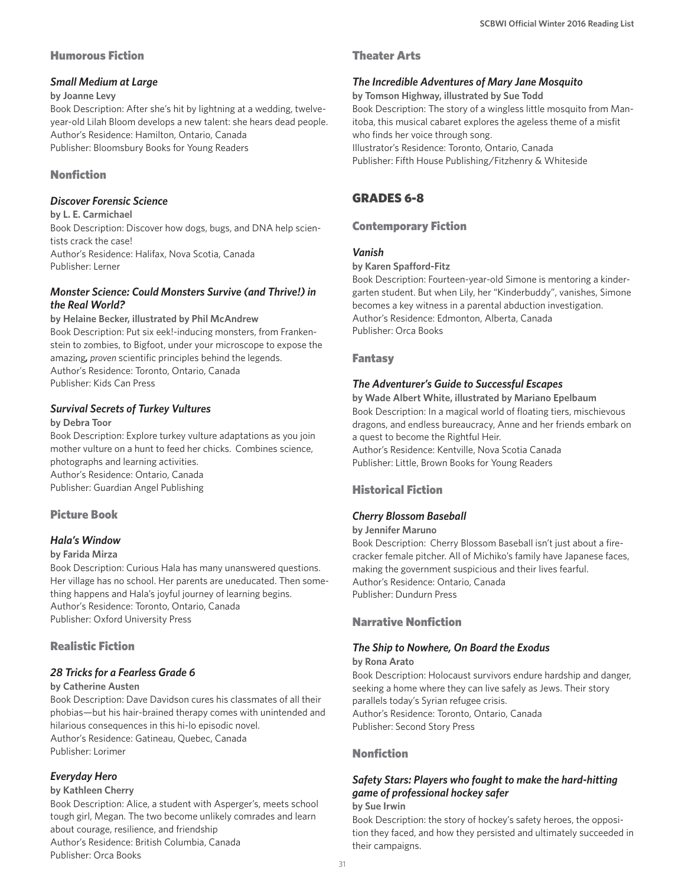### Humorous Fiction

#### *Small Medium at Large*

**by Joanne Levy**

Book Description: After she's hit by lightning at a wedding, twelve-year-old Lilah Bloom develops a new talent: she hears dead people.
Author's Residence: Hamilton, Ontario, Canada
Publisher: Bloomsbury Books for Young Readers

### Nonfiction

#### *Discover Forensic Science*

**by L. E. Carmichael**

Book Description: Discover how dogs, bugs, and DNA help scientists crack the case!
Author's Residence: Halifax, Nova Scotia, Canada
Publisher: Lerner

#### *Monster Science: Could Monsters Survive (and Thrive!) in the Real World?*

**by Helaine Becker, illustrated by Phil McAndrew**

Book Description: Put six eek!-inducing monsters, from Frankenstein to zombies, to Bigfoot, under your microscope to expose the amazing, *proven* scientific principles behind the legends.
Author's Residence: Toronto, Ontario, Canada
Publisher: Kids Can Press

#### *Survival Secrets of Turkey Vultures*

**by Debra Toor**

Book Description: Explore turkey vulture adaptations as you join mother vulture on a hunt to feed her chicks. Combines science, photographs and learning activities.
Author's Residence: Ontario, Canada
Publisher: Guardian Angel Publishing

### Picture Book

#### *Hala's Window*

**by Farida Mirza**

Book Description: Curious Hala has many unanswered questions. Her village has no school. Her parents are uneducated. Then something happens and Hala's joyful journey of learning begins.
Author's Residence: Toronto, Ontario, Canada
Publisher: Oxford University Press

### Realistic Fiction

#### *28 Tricks for a Fearless Grade 6*

**by Catherine Austen**

Book Description: Dave Davidson cures his classmates of all their phobias—but his hair-brained therapy comes with unintended and hilarious consequences in this hi-lo episodic novel.
Author's Residence: Gatineau, Quebec, Canada
Publisher: Lorimer

#### *Everyday Hero*

**by Kathleen Cherry**

Book Description: Alice, a student with Asperger's, meets school tough girl, Megan. The two become unlikely comrades and learn about courage, resilience, and friendship
Author's Residence: British Columbia, Canada
Publisher: Orca Books

### Theater Arts

#### *The Incredible Adventures of Mary Jane Mosquito*

**by Tomson Highway, illustrated by Sue Todd**

Book Description: The story of a wingless little mosquito from Manitoba, this musical cabaret explores the ageless theme of a misfit who finds her voice through song.
Illustrator's Residence: Toronto, Ontario, Canada
Publisher: Fifth House Publishing/Fitzhenry & Whiteside

## GRADES 6-8

### Contemporary Fiction

#### *Vanish*

**by Karen Spafford-Fitz**

Book Description: Fourteen-year-old Simone is mentoring a kindergarten student. But when Lily, her "Kinderbuddy", vanishes, Simone becomes a key witness in a parental abduction investigation.
Author's Residence: Edmonton, Alberta, Canada
Publisher: Orca Books

### Fantasy

#### *The Adventurer's Guide to Successful Escapes*

**by Wade Albert White, illustrated by Mariano Epelbaum**

Book Description: In a magical world of floating tiers, mischievous dragons, and endless bureaucracy, Anne and her friends embark on a quest to become the Rightful Heir.
Author's Residence: Kentville, Nova Scotia Canada
Publisher: Little, Brown Books for Young Readers

### Historical Fiction

#### *Cherry Blossom Baseball*

**by Jennifer Maruno**

Book Description: Cherry Blossom Baseball isn't just about a firecracker female pitcher. All of Michiko's family have Japanese faces, making the government suspicious and their lives fearful.
Author's Residence: Ontario, Canada
Publisher: Dundurn Press

### Narrative Nonfiction

#### *The Ship to Nowhere, On Board the Exodus*

**by Rona Arato**

Book Description: Holocaust survivors endure hardship and danger, seeking a home where they can live safely as Jews. Their story parallels today's Syrian refugee crisis.
Author's Residence: Toronto, Ontario, Canada
Publisher: Second Story Press

### Nonfiction

#### *Safety Stars: Players who fought to make the hard-hitting game of professional hockey safer*

**by Sue Irwin**

Book Description: the story of hockey's safety heroes, the opposition they faced, and how they persisted and ultimately succeeded in their campaigns.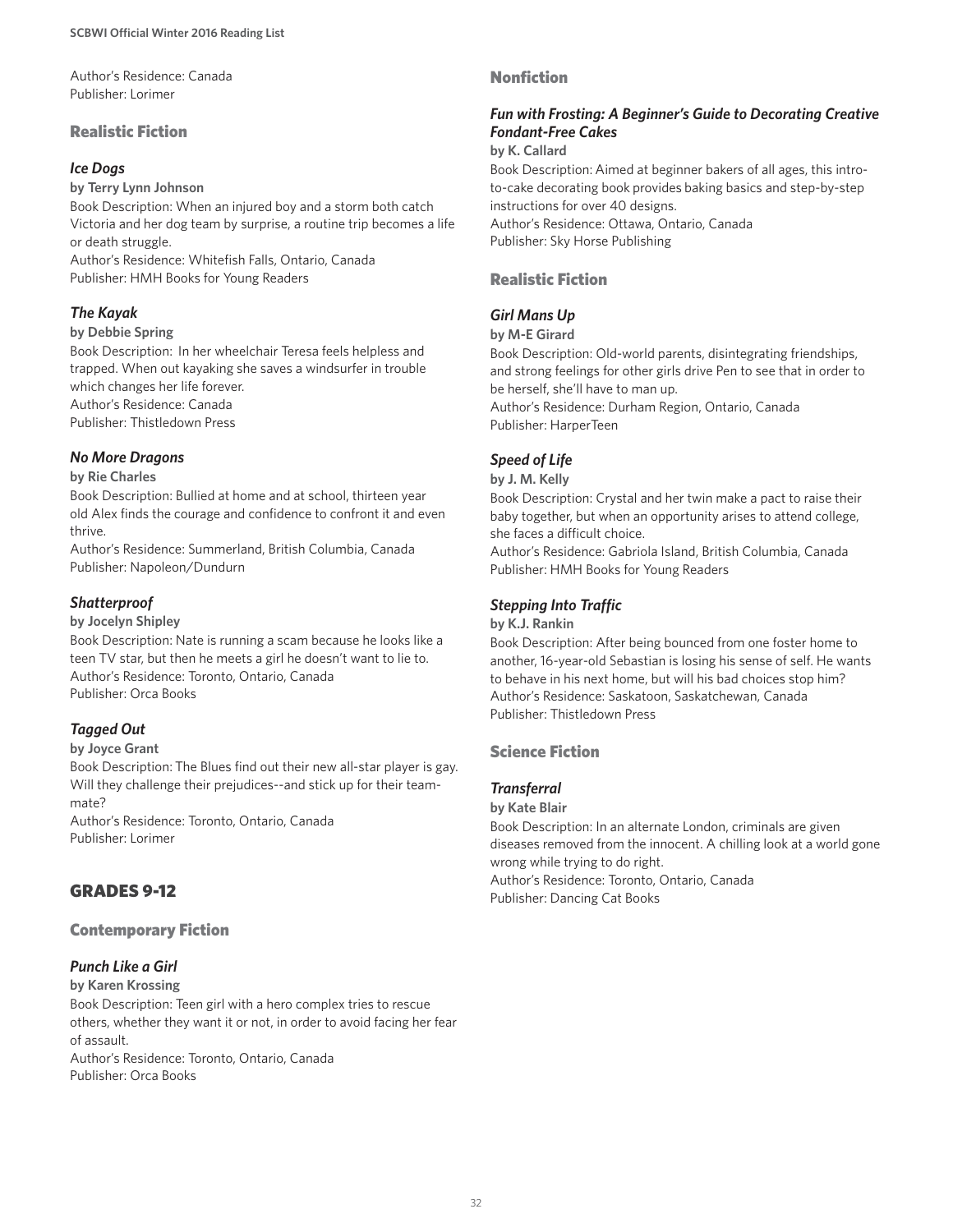Author's Residence: Canada
Publisher: Lorimer

### Realistic Fiction

#### *Ice Dogs*

**by Terry Lynn Johnson**

Book Description: When an injured boy and a storm both catch Victoria and her dog team by surprise, a routine trip becomes a life or death struggle.
Author's Residence: Whitefish Falls, Ontario, Canada
Publisher: HMH Books for Young Readers

#### *The Kayak*

**by Debbie Spring**

Book Description: In her wheelchair Teresa feels helpless and trapped. When out kayaking she saves a windsurfer in trouble which changes her life forever.
Author's Residence: Canada
Publisher: Thistledown Press

#### *No More Dragons*

**by Rie Charles**

Book Description: Bullied at home and at school, thirteen year old Alex finds the courage and confidence to confront it and even thrive.
Author's Residence: Summerland, British Columbia, Canada
Publisher: Napoleon/Dundurn

#### *Shatterproof*

**by Jocelyn Shipley**

Book Description: Nate is running a scam because he looks like a teen TV star, but then he meets a girl he doesn't want to lie to.
Author's Residence: Toronto, Ontario, Canada
Publisher: Orca Books

#### *Tagged Out*

**by Joyce Grant**

Book Description: The Blues find out their new all-star player is gay. Will they challenge their prejudices--and stick up for their teammate?
Author's Residence: Toronto, Ontario, Canada
Publisher: Lorimer

## GRADES 9-12

### Contemporary Fiction

#### *Punch Like a Girl*

**by Karen Krossing**

Book Description: Teen girl with a hero complex tries to rescue others, whether they want it or not, in order to avoid facing her fear of assault.
Author's Residence: Toronto, Ontario, Canada
Publisher: Orca Books

### Nonfiction

#### *Fun with Frosting: A Beginner's Guide to Decorating Creative Fondant-Free Cakes*

**by K. Callard**

Book Description: Aimed at beginner bakers of all ages, this intro-to-cake decorating book provides baking basics and step-by-step instructions for over 40 designs.
Author's Residence: Ottawa, Ontario, Canada
Publisher: Sky Horse Publishing

### Realistic Fiction

#### *Girl Mans Up*

**by M-E Girard**

Book Description: Old-world parents, disintegrating friendships, and strong feelings for other girls drive Pen to see that in order to be herself, she'll have to man up.
Author's Residence: Durham Region, Ontario, Canada
Publisher: HarperTeen

#### *Speed of Life*

**by J. M. Kelly**

Book Description: Crystal and her twin make a pact to raise their baby together, but when an opportunity arises to attend college, she faces a difficult choice.
Author's Residence: Gabriola Island, British Columbia, Canada
Publisher: HMH Books for Young Readers

#### *Stepping Into Traffic*

**by K.J. Rankin**

Book Description: After being bounced from one foster home to another, 16-year-old Sebastian is losing his sense of self. He wants to behave in his next home, but will his bad choices stop him?
Author's Residence: Saskatoon, Saskatchewan, Canada
Publisher: Thistledown Press

### Science Fiction

#### *Transferral*

**by Kate Blair**

Book Description: In an alternate London, criminals are given diseases removed from the innocent. A chilling look at a world gone wrong while trying to do right.
Author's Residence: Toronto, Ontario, Canada
Publisher: Dancing Cat Books